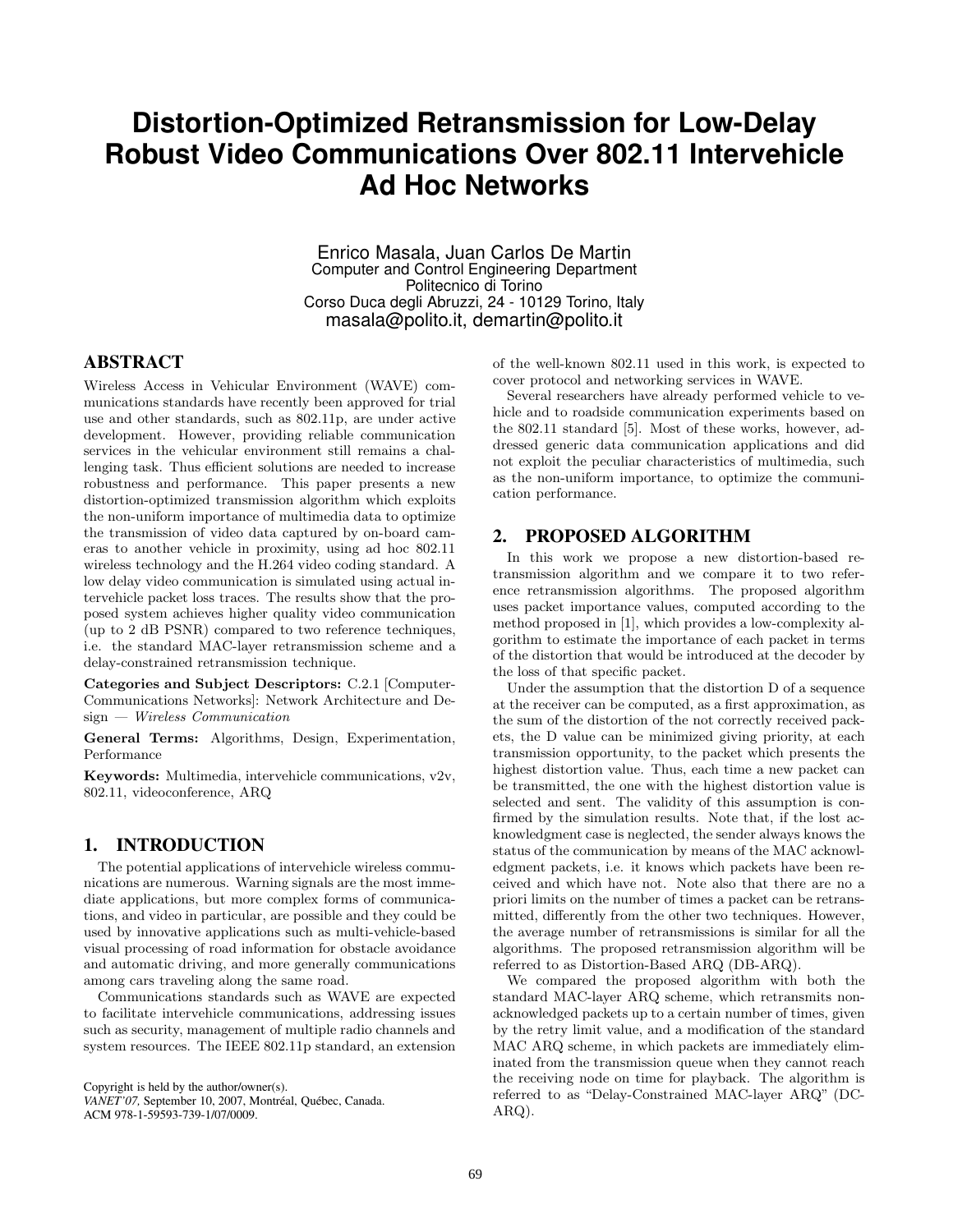# Distortion-Optimized Retransmission for Low-Delay Robust Video Communications Over 802.11 Intervehicle Ad Hoc Networks

Enrico Masala, Juan Carlos De Martin
Computer and Control Engineering Department
Politecnico di Torino
Corso Duca degli Abruzzi, 24 - 10129 Torino, Italy
masala@polito.it, demartin@polito.it

## ABSTRACT

Wireless Access in Vehicular Environment (WAVE) communications standards have recently been approved for trial use and other standards, such as 802.11p, are under active development. However, providing reliable communication services in the vehicular environment still remains a challenging task. Thus efficient solutions are needed to increase robustness and performance. This paper presents a new distortion-optimized transmission algorithm which exploits the non-uniform importance of multimedia data to optimize the transmission of video data captured by on-board cameras to another vehicle in proximity, using ad hoc 802.11 wireless technology and the H.264 video coding standard. A low delay video communication is simulated using actual intervehicle packet loss traces. The results show that the proposed system achieves higher quality video communication (up to 2 dB PSNR) compared to two reference techniques, i.e. the standard MAC-layer retransmission scheme and a delay-constrained retransmission technique.

**Categories and Subject Descriptors:** C.2.1 [Computer-Communications Networks]: Network Architecture and Design — *Wireless Communication*

**General Terms:** Algorithms, Design, Experimentation, Performance

**Keywords:** Multimedia, intervehicle communications, v2v, 802.11, videoconference, ARQ

## 1. INTRODUCTION

The potential applications of intervehicle wireless communications are numerous. Warning signals are the most immediate applications, but more complex forms of communications, and video in particular, are possible and they could be used by innovative applications such as multi-vehicle-based visual processing of road information for obstacle avoidance and automatic driving, and more generally communications among cars traveling along the same road.

Communications standards such as WAVE are expected to facilitate intervehicle communications, addressing issues such as security, management of multiple radio channels and system resources. The IEEE 802.11p standard, an extension of the well-known 802.11 used in this work, is expected to cover protocol and networking services in WAVE.

Several researchers have already performed vehicle to vehicle and to roadside communication experiments based on the 802.11 standard [5]. Most of these works, however, addressed generic data communication applications and did not exploit the peculiar characteristics of multimedia, such as the non-uniform importance, to optimize the communication performance.

Copyright is held by the author/owner(s).
*VANET'07,* September 10, 2007, Montréal, Québec, Canada.
ACM 978-1-59593-739-1/07/0009.

## 2. PROPOSED ALGORITHM

In this work we propose a new distortion-based retransmission algorithm and we compare it to two reference retransmission algorithms. The proposed algorithm uses packet importance values, computed according to the method proposed in [1], which provides a low-complexity algorithm to estimate the importance of each packet in terms of the distortion that would be introduced at the decoder by the loss of that specific packet.

Under the assumption that the distortion D of a sequence at the receiver can be computed, as a first approximation, as the sum of the distortion of the not correctly received packets, the D value can be minimized giving priority, at each transmission opportunity, to the packet which presents the highest distortion value. Thus, each time a new packet can be transmitted, the one with the highest distortion value is selected and sent. The validity of this assumption is confirmed by the simulation results. Note that, if the lost acknowledgment case is neglected, the sender always knows the status of the communication by means of the MAC acknowledgment packets, i.e. it knows which packets have been received and which have not. Note also that there are no a priori limits on the number of times a packet can be retransmitted, differently from the other two techniques. However, the average number of retransmissions is similar for all the algorithms. The proposed retransmission algorithm will be referred to as Distortion-Based ARQ (DB-ARQ).

We compared the proposed algorithm with both the standard MAC-layer ARQ scheme, which retransmits non-acknowledged packets up to a certain number of times, given by the retry limit value, and a modification of the standard MAC ARQ scheme, in which packets are immediately eliminated from the transmission queue when they cannot reach the receiving node on time for playback. The algorithm is referred to as "Delay-Constrained MAC-layer ARQ" (DC-ARQ).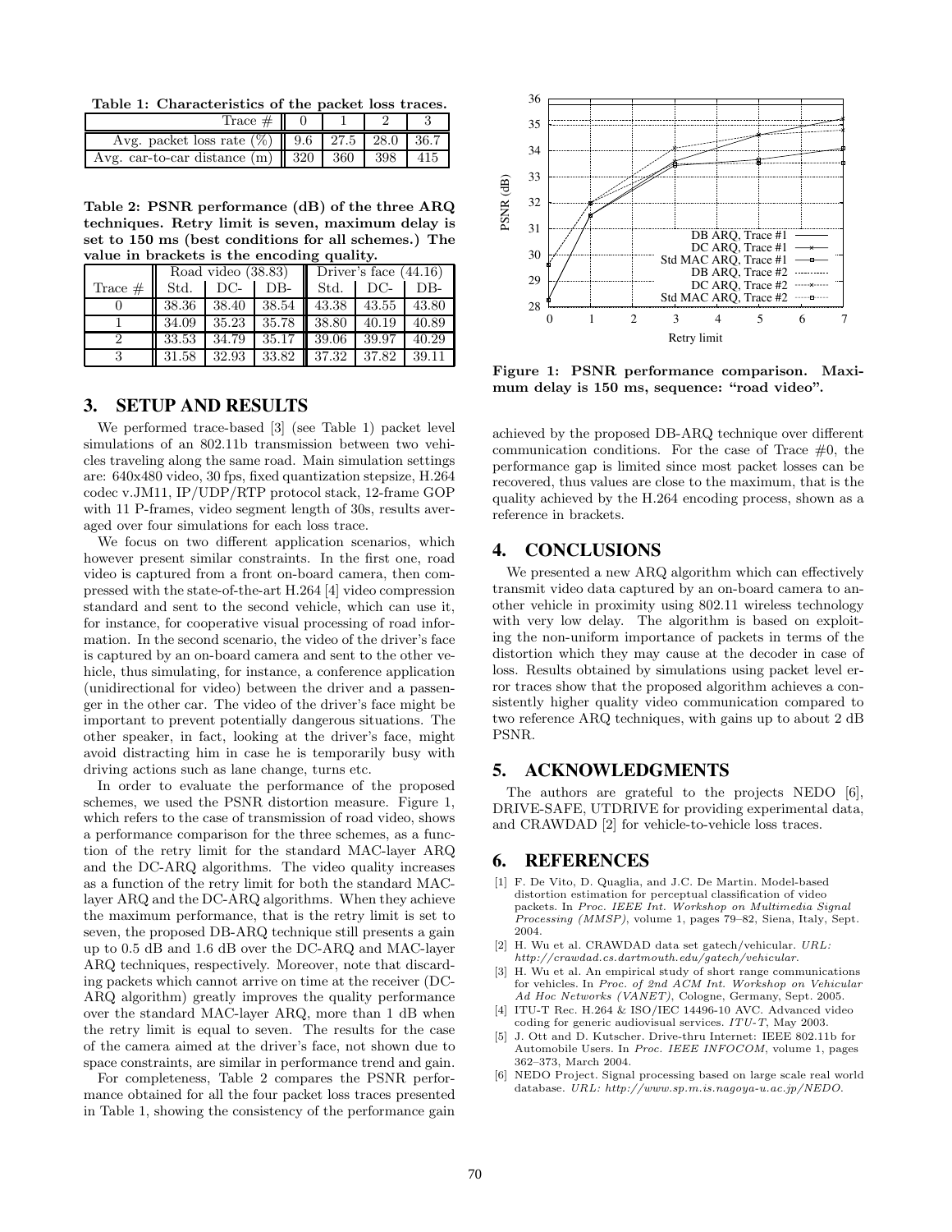**Table 1: Characteristics of the packet loss traces.**

| Trace # | 0 | 1 | 2 | 3 |
|---|---|---|---|---|
| Avg. packet loss rate (%) | 9.6 | 27.5 | 28.0 | 36.7 |
| Avg. car-to-car distance (m) | 320 | 360 | 398 | 415 |

**Table 2: PSNR performance (dB) of the three ARQ techniques. Retry limit is seven, maximum delay is set to 150 ms (best conditions for all schemes.) The value in brackets is the encoding quality.**

| | Road video (38.83) | | | Driver's face (44.16) | | |
|---|---|---|---|---|---|---|
| Trace # | Std. | DC- | DB- | Std. | DC- | DB- |
| 0 | 38.36 | 38.40 | 38.54 | 43.38 | 43.55 | 43.80 |
| 1 | 34.09 | 35.23 | 35.78 | 38.80 | 40.19 | 40.89 |
| 2 | 33.53 | 34.79 | 35.17 | 39.06 | 39.97 | 40.29 |
| 3 | 31.58 | 32.93 | 33.82 | 37.32 | 37.82 | 39.11 |

## 3. SETUP AND RESULTS

We performed trace-based [3] (see Table 1) packet level simulations of an 802.11b transmission between two vehicles traveling along the same road. Main simulation settings are: 640x480 video, 30 fps, fixed quantization stepsize, H.264 codec v.JM11, IP/UDP/RTP protocol stack, 12-frame GOP with 11 P-frames, video segment length of 30s, results averaged over four simulations for each loss trace.

We focus on two different application scenarios, which however present similar constraints. In the first one, road video is captured from a front on-board camera, then compressed with the state-of-the-art H.264 [4] video compression standard and sent to the second vehicle, which can use it, for instance, for cooperative visual processing of road information. In the second scenario, the video of the driver's face is captured by an on-board camera and sent to the other vehicle, thus simulating, for instance, a conference application (unidirectional for video) between the driver and a passenger in the other car. The video of the driver's face might be important to prevent potentially dangerous situations. The other speaker, in fact, looking at the driver's face, might avoid distracting him in case he is temporarily busy with driving actions such as lane change, turns etc.

In order to evaluate the performance of the proposed schemes, we used the PSNR distortion measure. Figure 1, which refers to the case of transmission of road video, shows a performance comparison for the three schemes, as a function of the retry limit for the standard MAC-layer ARQ and the DC-ARQ algorithms. The video quality increases as a function of the retry limit for both the standard MAC-layer ARQ and the DC-ARQ algorithms. When they achieve the maximum performance, that is the retry limit is set to seven, the proposed DB-ARQ technique still presents a gain up to 0.5 dB and 1.6 dB over the DC-ARQ and MAC-layer ARQ techniques, respectively. Moreover, note that discarding packets which cannot arrive on time at the receiver (DC-ARQ algorithm) greatly improves the quality performance over the standard MAC-layer ARQ, more than 1 dB when the retry limit is equal to seven. The results for the case of the camera aimed at the driver's face, not shown due to space constraints, are similar in performance trend and gain.

For completeness, Table 2 compares the PSNR performance obtained for all the four packet loss traces presented in Table 1, showing the consistency of the performance gain achieved by the proposed DB-ARQ technique over different communication conditions. For the case of Trace #0, the performance gap is limited since most packet losses can be recovered, thus values are close to the maximum, that is the quality achieved by the H.264 encoding process, shown as a reference in brackets.

PSNR (dB)
36
35
34
33
32
31
30
29
28
0 1 2 3 4 5 6 7
Retry limit
DB ARQ, Trace #1
DC ARQ, Trace #1
Std MAC ARQ, Trace #1
DB ARQ, Trace #2
DC ARQ, Trace #2
Std MAC ARQ, Trace #2

**Figure 1: PSNR performance comparison. Maximum delay is 150 ms, sequence: "road video".**

## 4. CONCLUSIONS

We presented a new ARQ algorithm which can effectively transmit video data captured by an on-board camera to another vehicle in proximity using 802.11 wireless technology with very low delay. The algorithm is based on exploiting the non-uniform importance of packets in terms of the distortion which they may cause at the decoder in case of loss. Results obtained by simulations using packet level error traces show that the proposed algorithm achieves a consistently higher quality video communication compared to two reference ARQ techniques, with gains up to about 2 dB PSNR.

## 5. ACKNOWLEDGMENTS

The authors are grateful to the projects NEDO [6], DRIVE-SAFE, UTDRIVE for providing experimental data, and CRAWDAD [2] for vehicle-to-vehicle loss traces.

## 6. REFERENCES

[1] F. De Vito, D. Quaglia, and J.C. De Martin. Model-based distortion estimation for perceptual classification of video packets. In *Proc. IEEE Int. Workshop on Multimedia Signal Processing (MMSP)*, volume 1, pages 79–82, Siena, Italy, Sept. 2004.

[2] H. Wu et al. CRAWDAD data set gatech/vehicular. *URL: http://crawdad.cs.dartmouth.edu/gatech/vehicular.*

[3] H. Wu et al. An empirical study of short range communications for vehicles. In *Proc. of 2nd ACM Int. Workshop on Vehicular Ad Hoc Networks (VANET)*, Cologne, Germany, Sept. 2005.

[4] ITU-T Rec. H.264 & ISO/IEC 14496-10 AVC. Advanced video coding for generic audiovisual services. *ITU-T*, May 2003.

[5] J. Ott and D. Kutscher. Drive-thru Internet: IEEE 802.11b for Automobile Users. In *Proc. IEEE INFOCOM*, volume 1, pages 362–373, March 2004.

[6] NEDO Project. Signal processing based on large scale real world database. *URL: http://www.sp.m.is.nagoya-u.ac.jp/NEDO.*